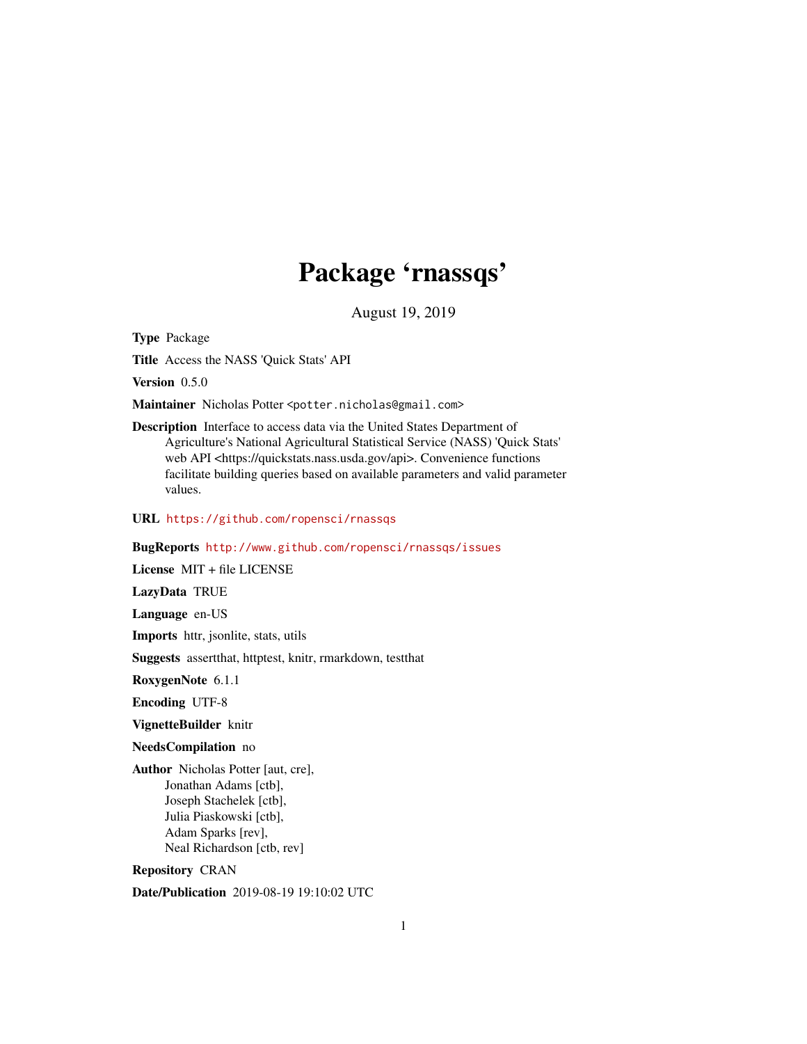# Package 'rnassqs'

August 19, 2019

**Type** Package

**Title** Access the NASS 'Quick Stats' API

**Version** 0.5.0

**Maintainer** Nicholas Potter <potter.nicholas@gmail.com>

**Description** Interface to access data via the United States Department of Agriculture's National Agricultural Statistical Service (NASS) 'Quick Stats' web API <https://quickstats.nass.usda.gov/api>. Convenience functions facilitate building queries based on available parameters and valid parameter values.

**URL** https://github.com/ropensci/rnassqs

**BugReports** http://www.github.com/ropensci/rnassqs/issues

**License** MIT + file LICENSE

**LazyData** TRUE

**Language** en-US

**Imports** httr, jsonlite, stats, utils

**Suggests** assertthat, httptest, knitr, rmarkdown, testthat

**RoxygenNote** 6.1.1

**Encoding** UTF-8

**VignetteBuilder** knitr

**NeedsCompilation** no

**Author** Nicholas Potter [aut, cre],
Jonathan Adams [ctb],
Joseph Stachelek [ctb],
Julia Piaskowski [ctb],
Adam Sparks [rev],
Neal Richardson [ctb, rev]

**Repository** CRAN

**Date/Publication** 2019-08-19 19:10:02 UTC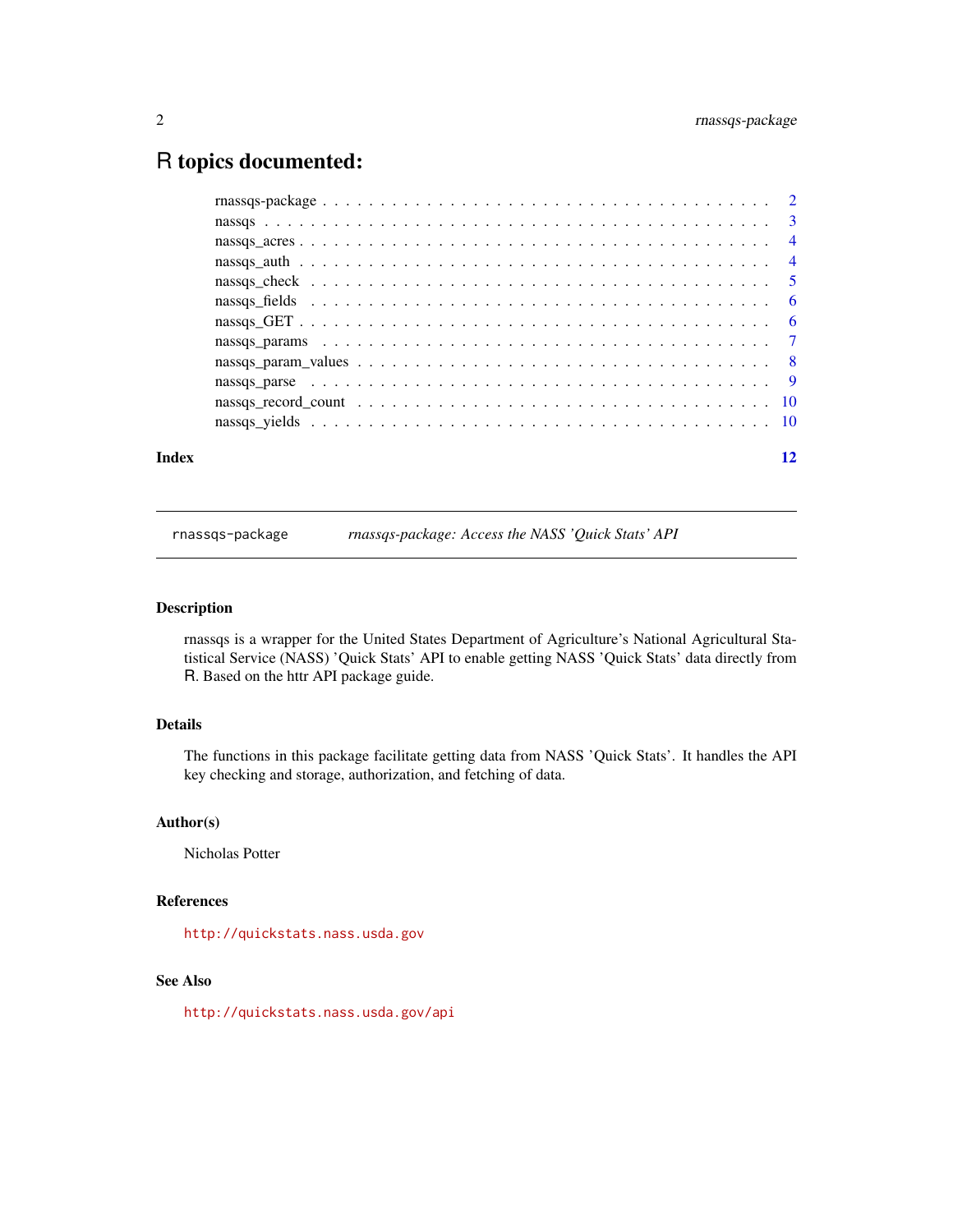# R topics documented:

| | |
|---|---|
| rnassqs-package | 2 |
| nassqs | 3 |
| nassqs_acres | 4 |
| nassqs_auth | 4 |
| nassqs_check | 5 |
| nassqs_fields | 6 |
| nassqs_GET | 6 |
| nassqs_params | 7 |
| nassqs_param_values | 8 |
| nassqs_parse | 9 |
| nassqs_record_count | 10 |
| nassqs_yields | 10 |
| **Index** | **12** |

---

rnassqs-package &nbsp;&nbsp;&nbsp; *rnassqs-package: Access the NASS 'Quick Stats' API*

---

### Description

rnassqs is a wrapper for the United States Department of Agriculture's National Agricultural Statistical Service (NASS) 'Quick Stats' API to enable getting NASS 'Quick Stats' data directly from R. Based on the httr API package guide.

### Details

The functions in this package facilitate getting data from NASS 'Quick Stats'. It handles the API key checking and storage, authorization, and fetching of data.

### Author(s)

Nicholas Potter

### References

http://quickstats.nass.usda.gov

### See Also

http://quickstats.nass.usda.gov/api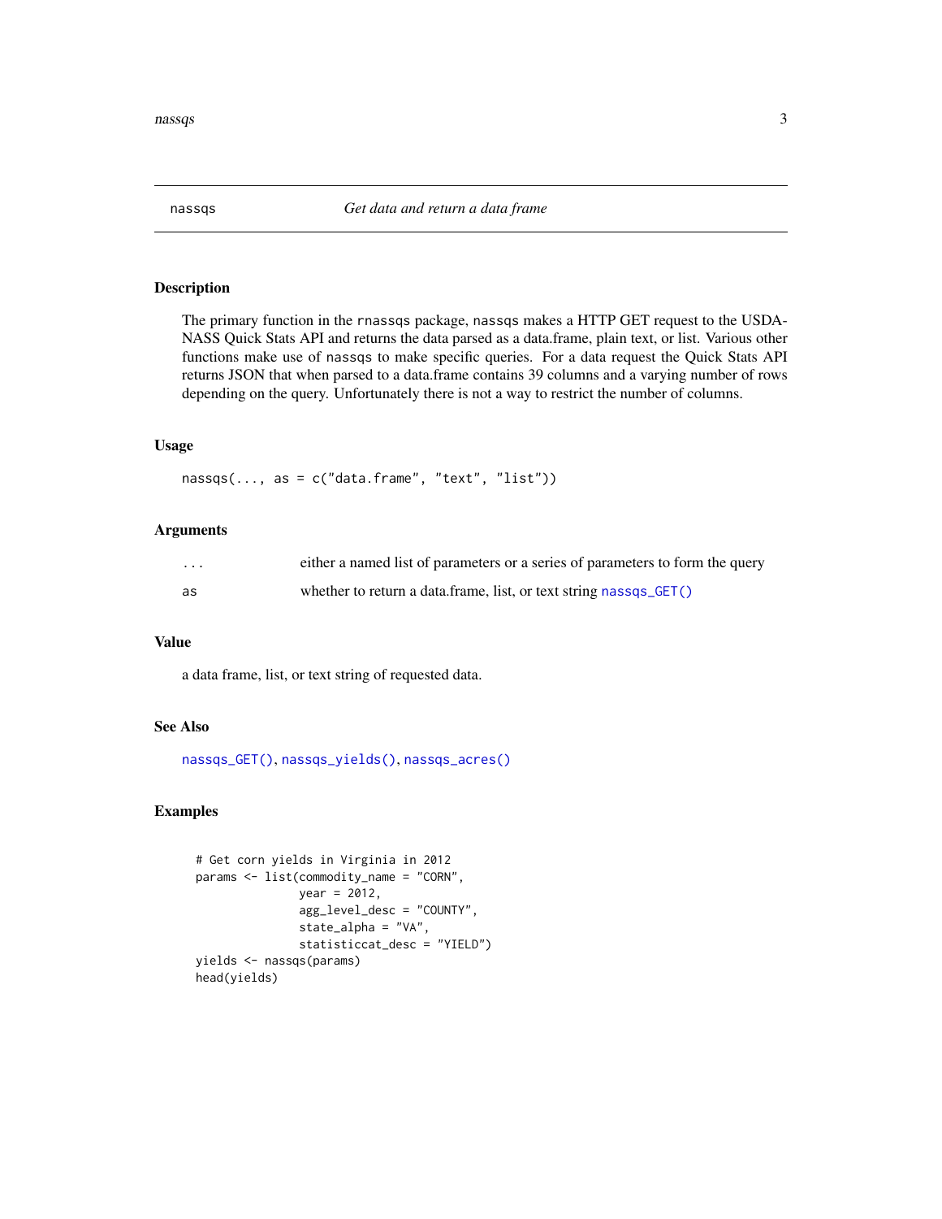## nassqs — *Get data and return a data frame*

### Description

The primary function in the rnassqs package, nassqs makes a HTTP GET request to the USDA-NASS Quick Stats API and returns the data parsed as a data.frame, plain text, or list. Various other functions make use of nassqs to make specific queries. For a data request the Quick Stats API returns JSON that when parsed to a data.frame contains 39 columns and a varying number of rows depending on the query. Unfortunately there is not a way to restrict the number of columns.

### Usage

```
nassqs(..., as = c("data.frame", "text", "list"))
```

### Arguments

| | |
|---|---|
| `...` | either a named list of parameters or a series of parameters to form the query |
| `as` | whether to return a data.frame, list, or text string `nassqs_GET()` |

### Value

a data frame, list, or text string of requested data.

### See Also

`nassqs_GET()`, `nassqs_yields()`, `nassqs_acres()`

### Examples

```
# Get corn yields in Virginia in 2012
params <- list(commodity_name = "CORN",
               year = 2012,
               agg_level_desc = "COUNTY",
               state_alpha = "VA",
               statisticcat_desc = "YIELD")
yields <- nassqs(params)
head(yields)
```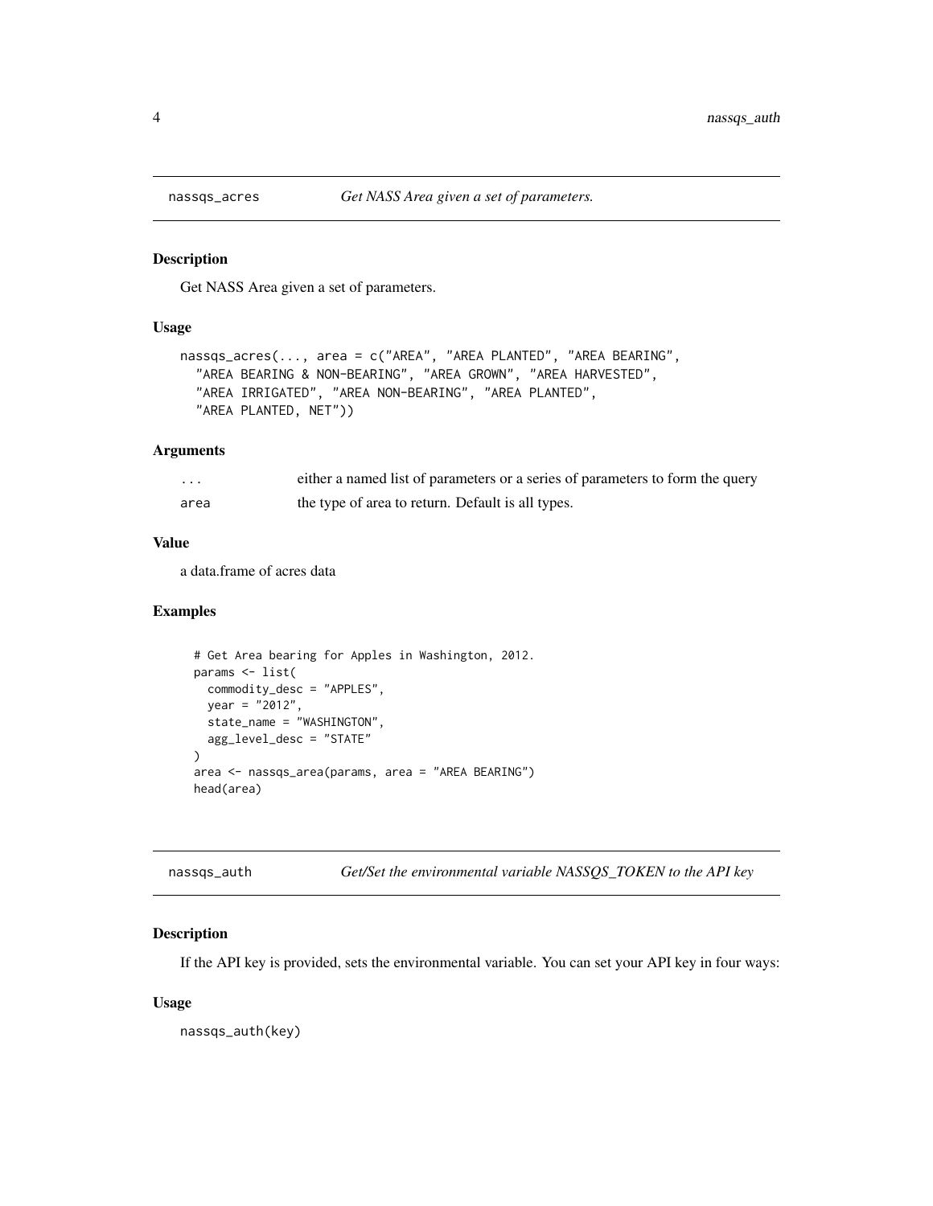## nassqs_acres *Get NASS Area given a set of parameters.*

### Description

Get NASS Area given a set of parameters.

### Usage

```
nassqs_acres(..., area = c("AREA", "AREA PLANTED", "AREA BEARING",
  "AREA BEARING & NON-BEARING", "AREA GROWN", "AREA HARVESTED",
  "AREA IRRIGATED", "AREA NON-BEARING", "AREA PLANTED",
  "AREA PLANTED, NET"))
```

### Arguments

| | |
|---|---|
| `...` | either a named list of parameters or a series of parameters to form the query |
| `area` | the type of area to return. Default is all types. |

### Value

a data.frame of acres data

### Examples

```
  # Get Area bearing for Apples in Washington, 2012.
  params <- list(
    commodity_desc = "APPLES",
    year = "2012",
    state_name = "WASHINGTON",
    agg_level_desc = "STATE"
  )
  area <- nassqs_area(params, area = "AREA BEARING")
  head(area)
```

## nassqs_auth *Get/Set the environmental variable NASSQS_TOKEN to the API key*

### Description

If the API key is provided, sets the environmental variable. You can set your API key in four ways:

### Usage

```
nassqs_auth(key)
```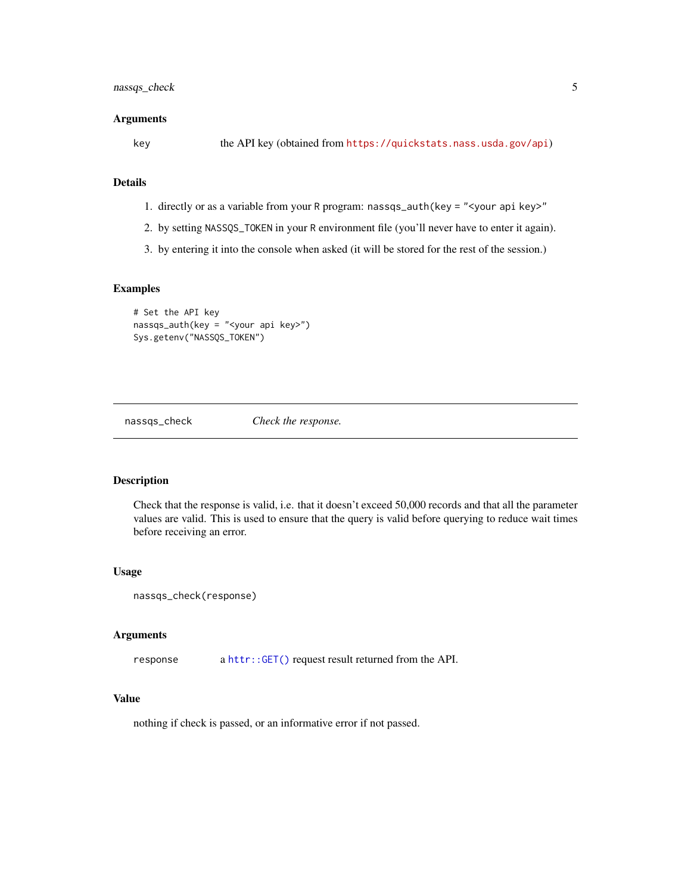### Arguments

| | |
|---|---|
| key | the API key (obtained from https://quickstats.nass.usda.gov/api) |

### Details

1. directly or as a variable from your R program: `nassqs_auth(key = "<your api key>"`
2. by setting `NASSQS_TOKEN` in your R environment file (you'll never have to enter it again).
3. by entering it into the console when asked (it will be stored for the rest of the session.)

### Examples

```
# Set the API key
nassqs_auth(key = "<your api key>")
Sys.getenv("NASSQS_TOKEN")
```

---

## nassqs_check — *Check the response.*

---

### Description

Check that the response is valid, i.e. that it doesn't exceed 50,000 records and that all the parameter values are valid. This is used to ensure that the query is valid before querying to reduce wait times before receiving an error.

### Usage

```
nassqs_check(response)
```

### Arguments

| | |
|---|---|
| response | a `httr::GET()` request result returned from the API. |

### Value

nothing if check is passed, or an informative error if not passed.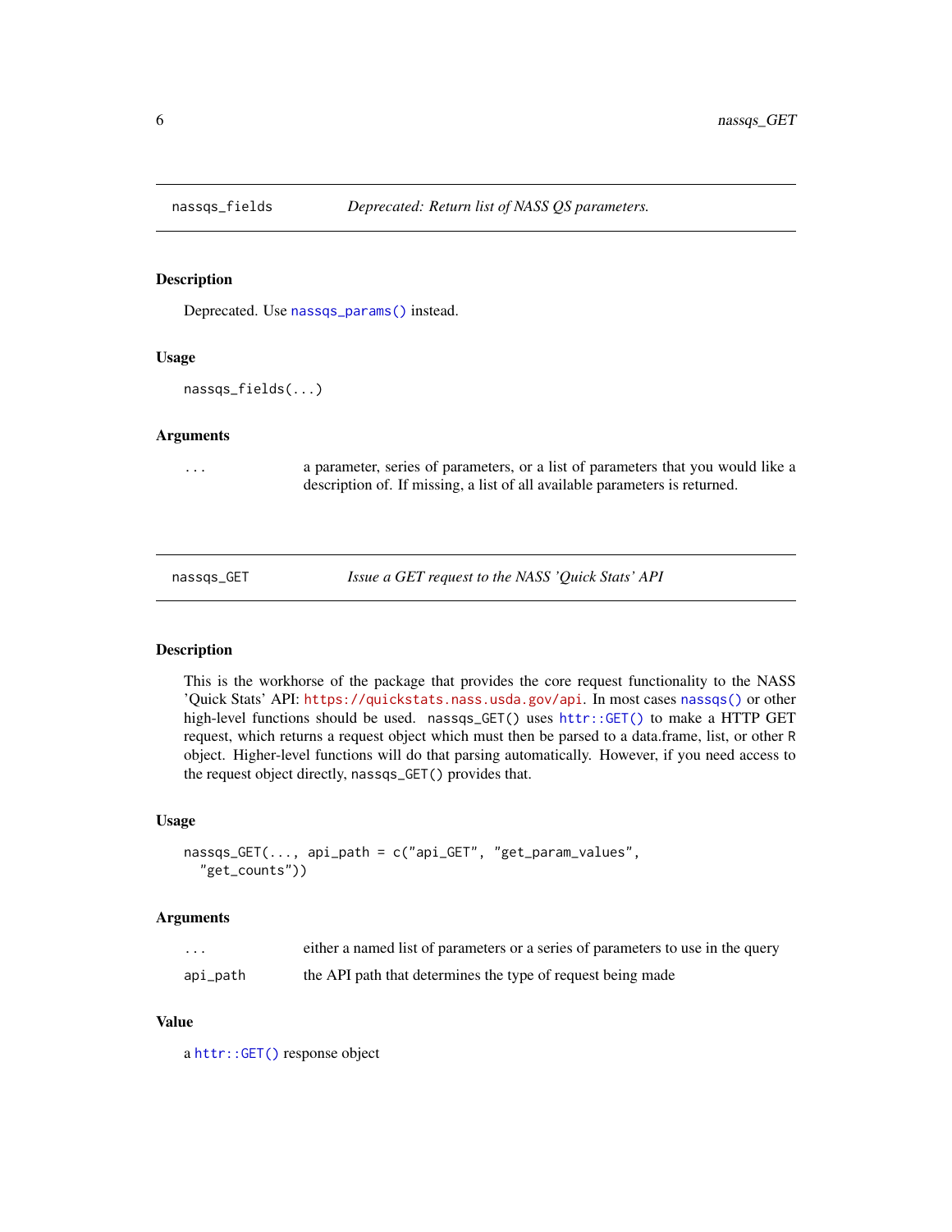## nassqs_fields — *Deprecated: Return list of NASS QS parameters.*

### Description

Deprecated. Use `nassqs_params()` instead.

### Usage

```
nassqs_fields(...)
```

### Arguments

| | |
|---|---|
| `...` | a parameter, series of parameters, or a list of parameters that you would like a description of. If missing, a list of all available parameters is returned. |

## nassqs_GET — *Issue a GET request to the NASS 'Quick Stats' API*

### Description

This is the workhorse of the package that provides the core request functionality to the NASS 'Quick Stats' API: https://quickstats.nass.usda.gov/api. In most cases `nassqs()` or other high-level functions should be used. `nassqs_GET()` uses `httr::GET()` to make a HTTP GET request, which returns a request object which must then be parsed to a data.frame, list, or other R object. Higher-level functions will do that parsing automatically. However, if you need access to the request object directly, `nassqs_GET()` provides that.

### Usage

```
nassqs_GET(..., api_path = c("api_GET", "get_param_values",
  "get_counts"))
```

### Arguments

| | |
|---|---|
| `...` | either a named list of parameters or a series of parameters to use in the query |
| `api_path` | the API path that determines the type of request being made |

### Value

a `httr::GET()` response object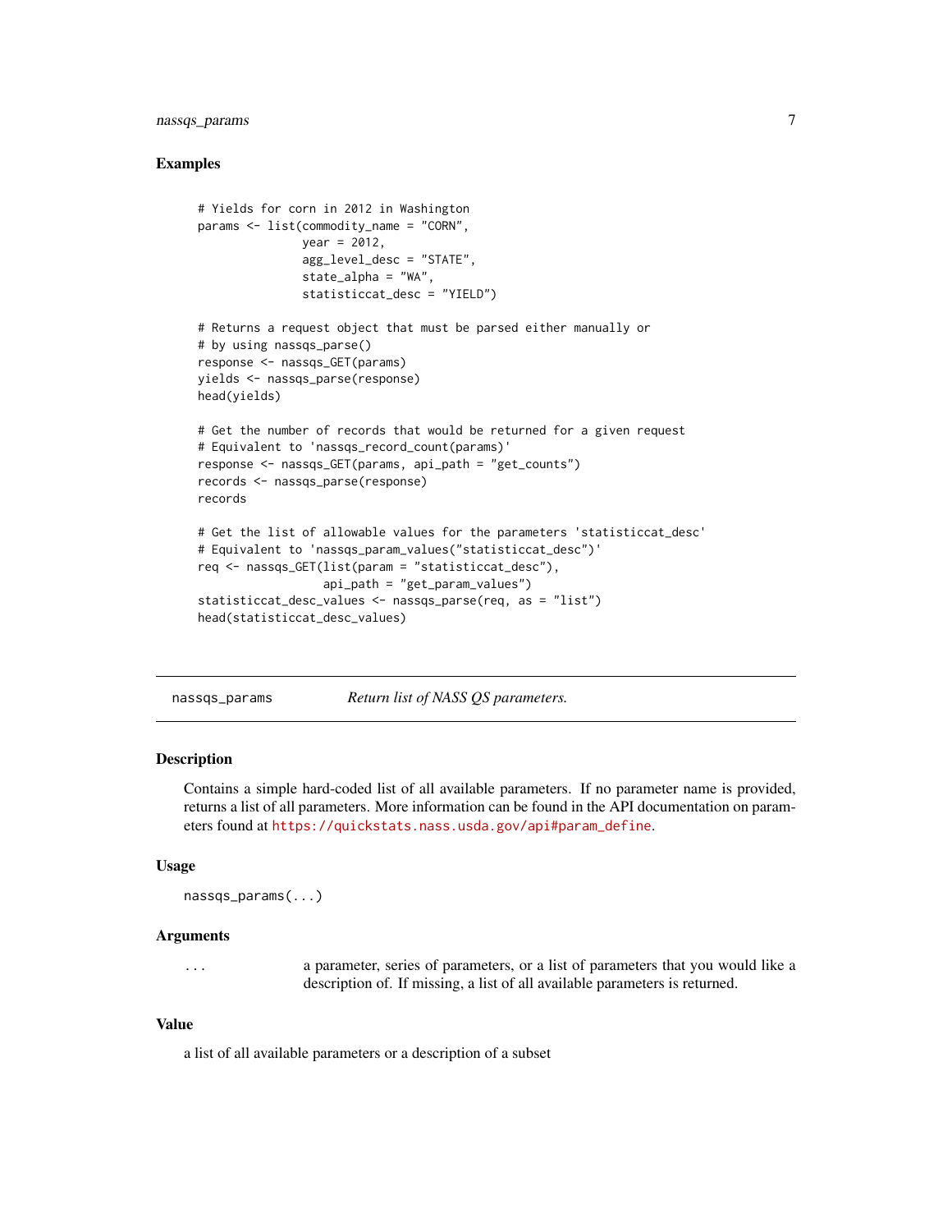### Examples

```
# Yields for corn in 2012 in Washington
params <- list(commodity_name = "CORN",
               year = 2012,
               agg_level_desc = "STATE",
               state_alpha = "WA",
               statisticcat_desc = "YIELD")

# Returns a request object that must be parsed either manually or
# by using nassqs_parse()
response <- nassqs_GET(params)
yields <- nassqs_parse(response)
head(yields)

# Get the number of records that would be returned for a given request
# Equivalent to 'nassqs_record_count(params)'
response <- nassqs_GET(params, api_path = "get_counts")
records <- nassqs_parse(response)
records

# Get the list of allowable values for the parameters 'statisticcat_desc'
# Equivalent to 'nassqs_param_values("statisticcat_desc")'
req <- nassqs_GET(list(param = "statisticcat_desc"),
                  api_path = "get_param_values")
statisticcat_desc_values <- nassqs_parse(req, as = "list")
head(statisticcat_desc_values)
```

---

## nassqs_params — *Return list of NASS QS parameters.*

### Description

Contains a simple hard-coded list of all available parameters. If no parameter name is provided, returns a list of all parameters. More information can be found in the API documentation on parameters found at https://quickstats.nass.usda.gov/api#param_define.

### Usage

```
nassqs_params(...)
```

### Arguments

`...` a parameter, series of parameters, or a list of parameters that you would like a description of. If missing, a list of all available parameters is returned.

### Value

a list of all available parameters or a description of a subset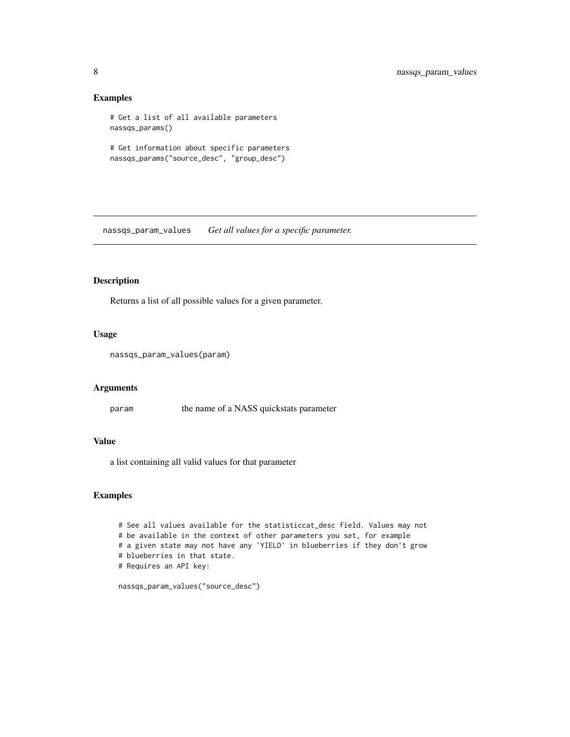## Examples

```
# Get a list of all available parameters
nassqs_params()

# Get information about specific parameters
nassqs_params("source_desc", "group_desc")
```

---

# nassqs_param_values    *Get all values for a specific parameter.*

---

## Description

Returns a list of all possible values for a given parameter.

## Usage

```
nassqs_param_values(param)
```

## Arguments

| | |
|---|---|
| param | the name of a NASS quickstats parameter |

## Value

a list containing all valid values for that parameter

## Examples

```
# See all values available for the statisticcat_desc field. Values may not
# be available in the context of other parameters you set, for example
# a given state may not have any 'YIELD' in blueberries if they don't grow
# blueberries in that state.
# Requires an API key:

nassqs_param_values("source_desc")
```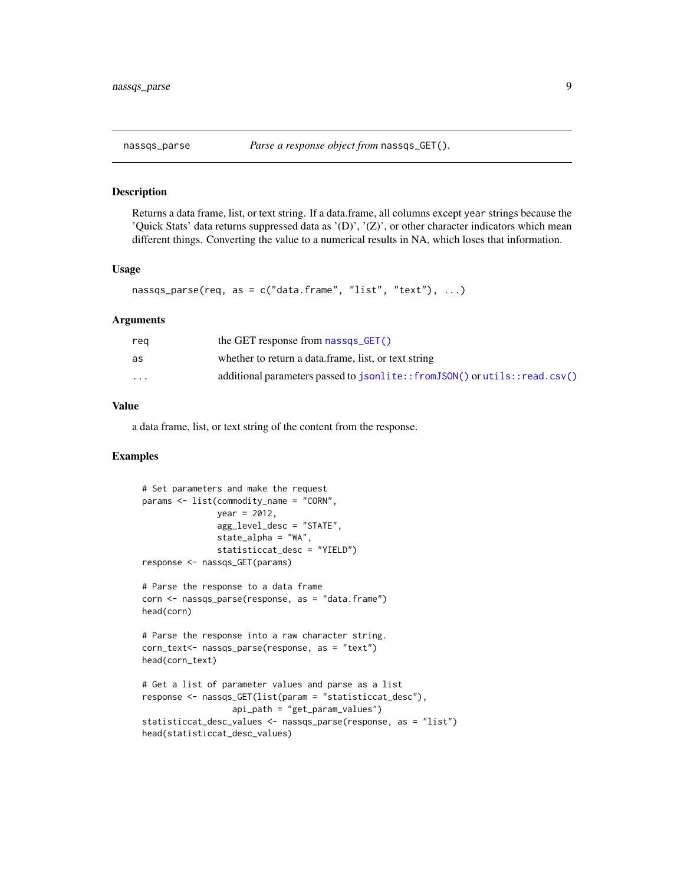## nassqs_parse — *Parse a response object from* `nassqs_GET()`.

### Description

Returns a data frame, list, or text string. If a data.frame, all columns except `year` strings because the 'Quick Stats' data returns suppressed data as '(D)', '(Z)', or other character indicators which mean different things. Converting the value to a numerical results in NA, which loses that information.

### Usage

```
nassqs_parse(req, as = c("data.frame", "list", "text"), ...)
```

### Arguments

| | |
|---|---|
| `req` | the GET response from `nassqs_GET()` |
| `as` | whether to return a data.frame, list, or text string |
| `...` | additional parameters passed to `jsonlite::fromJSON()` or `utils::read.csv()` |

### Value

a data frame, list, or text string of the content from the response.

### Examples

```
# Set parameters and make the request
params <- list(commodity_name = "CORN",
               year = 2012,
               agg_level_desc = "STATE",
               state_alpha = "WA",
               statisticcat_desc = "YIELD")
response <- nassqs_GET(params)

# Parse the response to a data frame
corn <- nassqs_parse(response, as = "data.frame")
head(corn)

# Parse the response into a raw character string.
corn_text<- nassqs_parse(response, as = "text")
head(corn_text)

# Get a list of parameter values and parse as a list
response <- nassqs_GET(list(param = "statisticcat_desc"),
                  api_path = "get_param_values")
statisticcat_desc_values <- nassqs_parse(response, as = "list")
head(statisticcat_desc_values)
```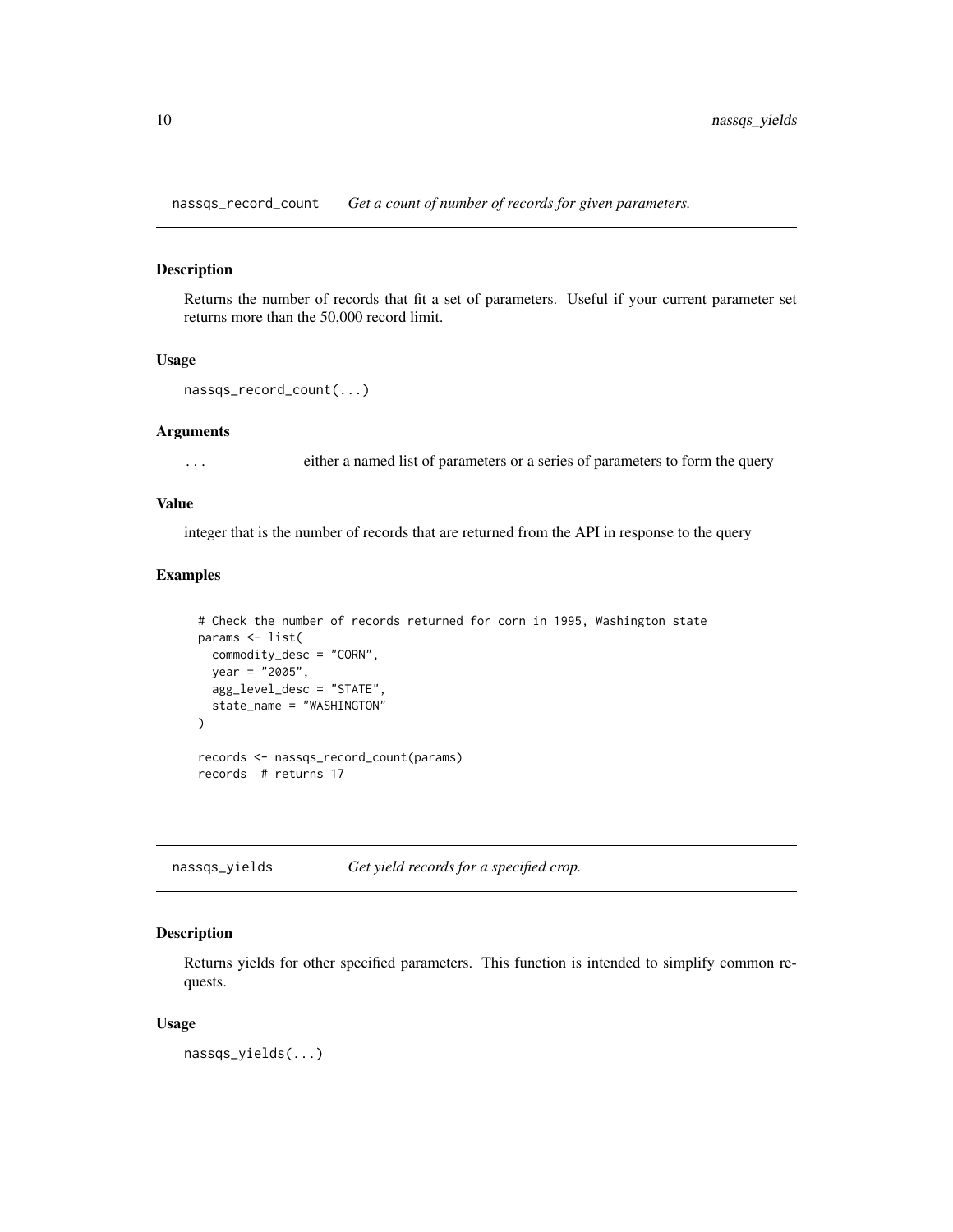## nassqs_record_count *Get a count of number of records for given parameters.*

### Description

Returns the number of records that fit a set of parameters. Useful if your current parameter set returns more than the 50,000 record limit.

### Usage

```
nassqs_record_count(...)
```

### Arguments

`...` either a named list of parameters or a series of parameters to form the query

### Value

integer that is the number of records that are returned from the API in response to the query

### Examples

```
# Check the number of records returned for corn in 1995, Washington state
params <- list(
  commodity_desc = "CORN",
  year = "2005",
  agg_level_desc = "STATE",
  state_name = "WASHINGTON"
)

records <- nassqs_record_count(params)
records  # returns 17
```

## nassqs_yields *Get yield records for a specified crop.*

### Description

Returns yields for other specified parameters. This function is intended to simplify common requests.

### Usage

```
nassqs_yields(...)
```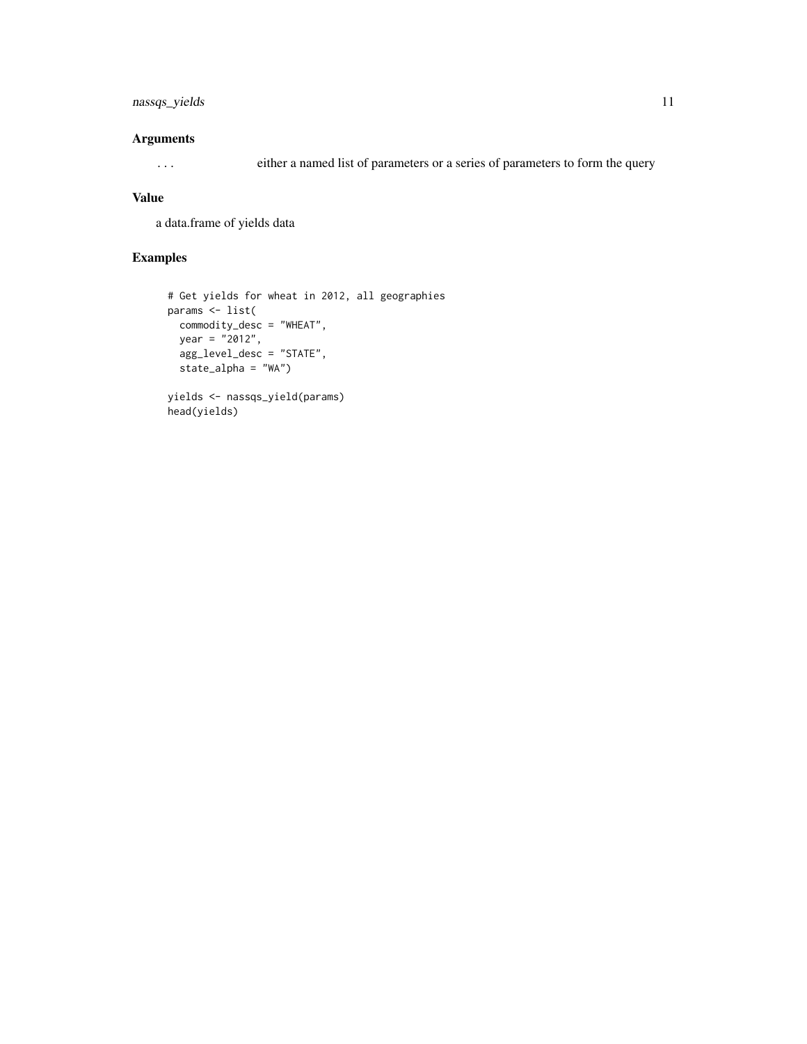## Arguments

... either a named list of parameters or a series of parameters to form the query

## Value

a data.frame of yields data

## Examples

```
# Get yields for wheat in 2012, all geographies
params <- list(
  commodity_desc = "WHEAT",
  year = "2012",
  agg_level_desc = "STATE",
  state_alpha = "WA")

yields <- nassqs_yield(params)
head(yields)
```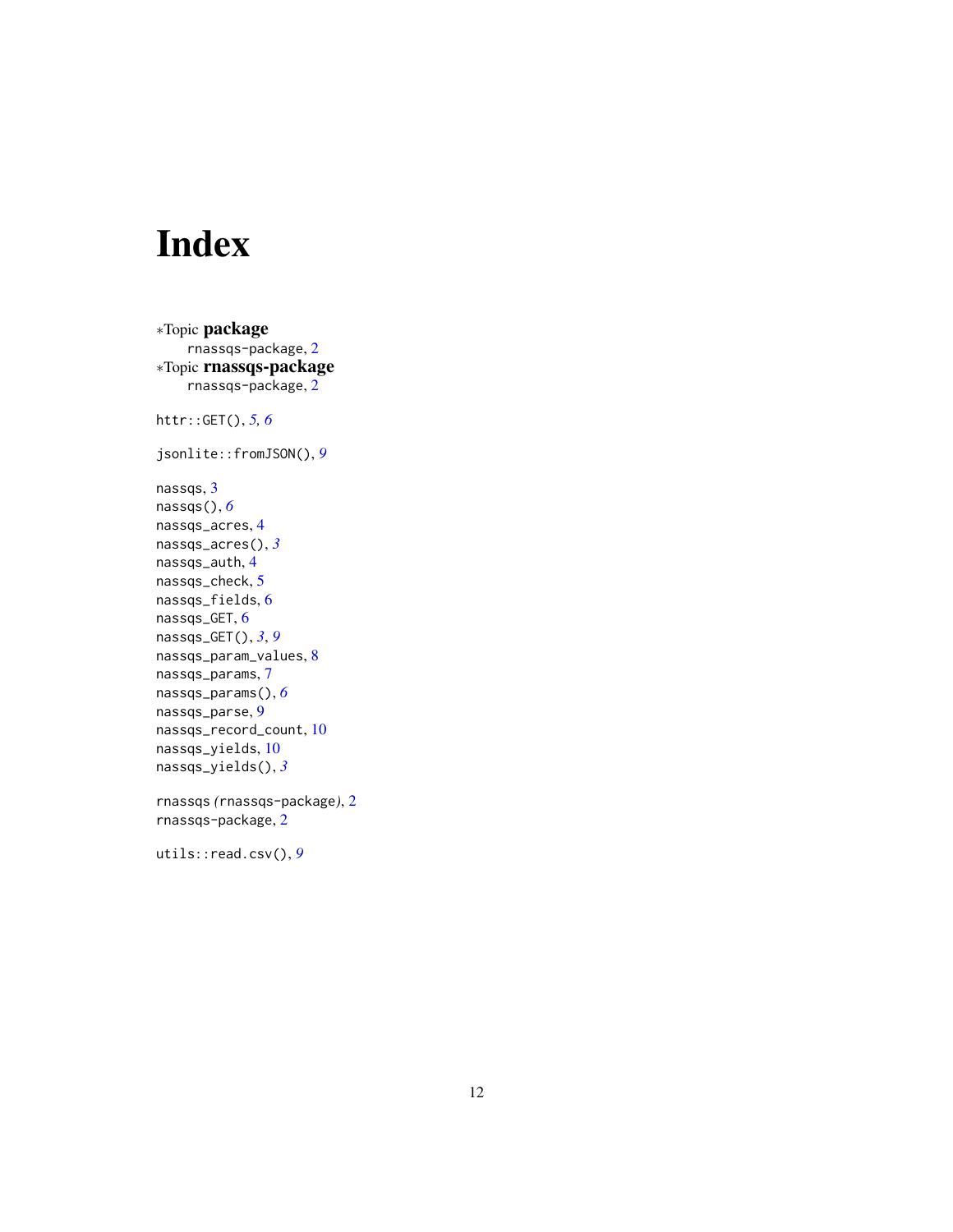# Index

∗Topic **package**

rnassqs-package, 2

∗Topic **rnassqs-package**

rnassqs-package, 2

httr::GET(), *5, 6*

jsonlite::fromJSON(), *9*

nassqs, 3
nassqs(), *6*
nassqs_acres, 4
nassqs_acres(), *3*
nassqs_auth, 4
nassqs_check, 5
nassqs_fields, 6
nassqs_GET, 6
nassqs_GET(), *3*, *9*
nassqs_param_values, 8
nassqs_params, 7
nassqs_params(), *6*
nassqs_parse, 9
nassqs_record_count, 10
nassqs_yields, 10
nassqs_yields(), *3*

rnassqs *(*rnassqs-package*)*, 2
rnassqs-package, 2

utils::read.csv(), *9*